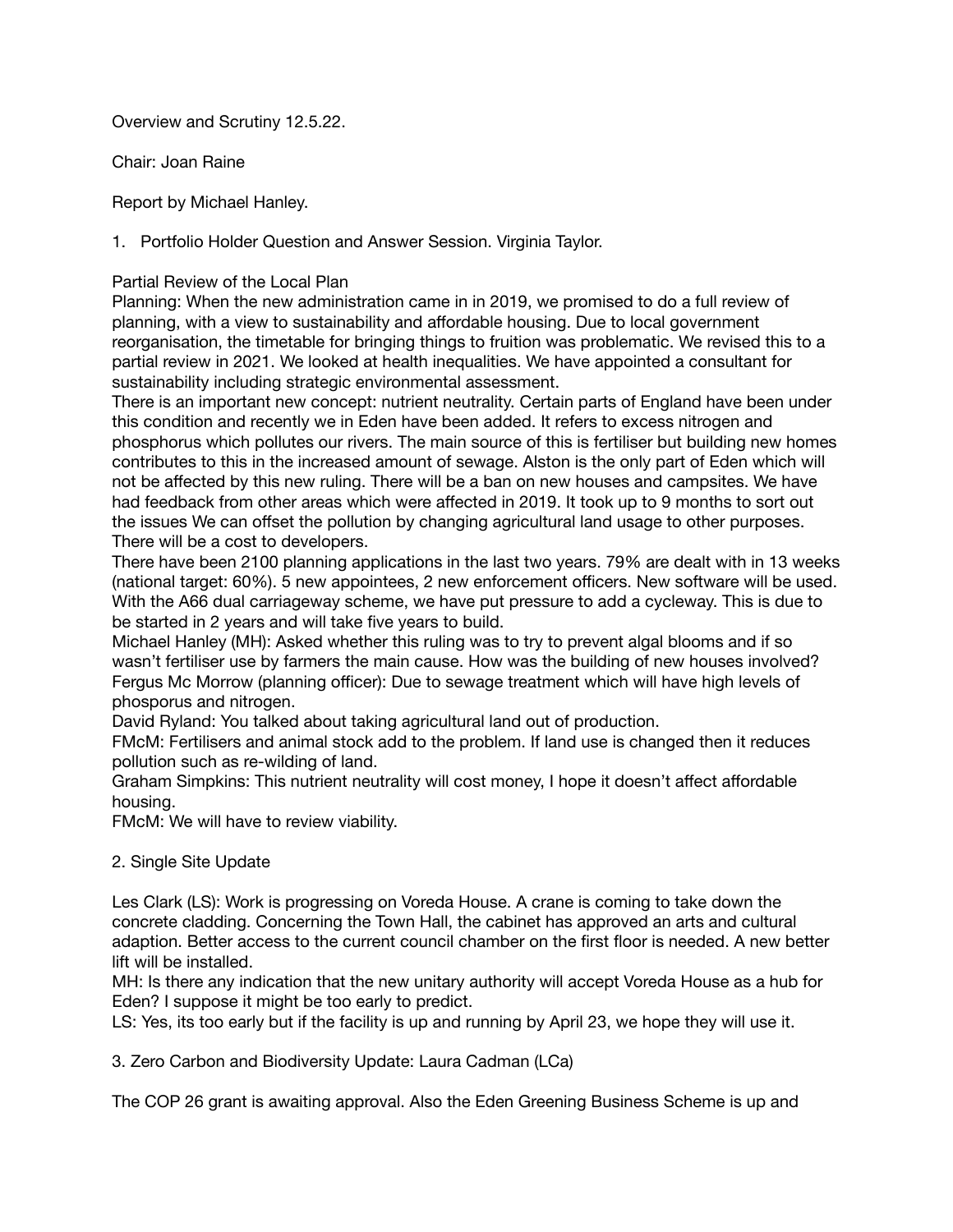Overview and Scrutiny 12.5.22.

Chair: Joan Raine

Report by Michael Hanley.

1. Portfolio Holder Question and Answer Session. Virginia Taylor.

Partial Review of the Local Plan

Planning: When the new administration came in in 2019, we promised to do a full review of planning, with a view to sustainability and affordable housing. Due to local government reorganisation, the timetable for bringing things to fruition was problematic. We revised this to a partial review in 2021. We looked at health inequalities. We have appointed a consultant for sustainability including strategic environmental assessment.

There is an important new concept: nutrient neutrality. Certain parts of England have been under this condition and recently we in Eden have been added. It refers to excess nitrogen and phosphorus which pollutes our rivers. The main source of this is fertiliser but building new homes contributes to this in the increased amount of sewage. Alston is the only part of Eden which will not be affected by this new ruling. There will be a ban on new houses and campsites. We have had feedback from other areas which were affected in 2019. It took up to 9 months to sort out the issues We can offset the pollution by changing agricultural land usage to other purposes. There will be a cost to developers.

There have been 2100 planning applications in the last two years. 79% are dealt with in 13 weeks (national target: 60%). 5 new appointees, 2 new enforcement officers. New software will be used. With the A66 dual carriageway scheme, we have put pressure to add a cycleway. This is due to be started in 2 years and will take five years to build.

Michael Hanley (MH): Asked whether this ruling was to try to prevent algal blooms and if so wasn't fertiliser use by farmers the main cause. How was the building of new houses involved?

Fergus Mc Morrow (planning officer): Due to sewage treatment which will have high levels of phospdorus and nitrogen.

David Ryland: You talked about taking agricultural land out of production.

FMcM: Fertilisers and animal stock add to the problem. If land use is changed then it reduces pollution such as re-wilding of land.

Graham Simpkins: This nutrient neutrality will cost money, I hope it doesn't affect affordable housing.

FMcM: We will have to review viability.

2. Single Site Update

Les Clark (LS): Work is progressing on Voreda House. A crane is coming to take down the concrete cladding. Concerning the Town Hall, the cabinet has approved an arts and cultural adaption. Better access to the current council chamber on the first floor is needed. A new better lift will be installed.

MH: Is there any indication that the new unitary authority will accept Voreda House as a hub for Eden? I suppose it might be too early to predict.

LS: Yes, its too early but if the facility is up and running by April 23, we hope they will use it.

3. Zero Carbon and Biodiversity Update: Laura Cadman (LCa)

The COP 26 grant is awaiting approval. Also the Eden Greening Business Scheme is up and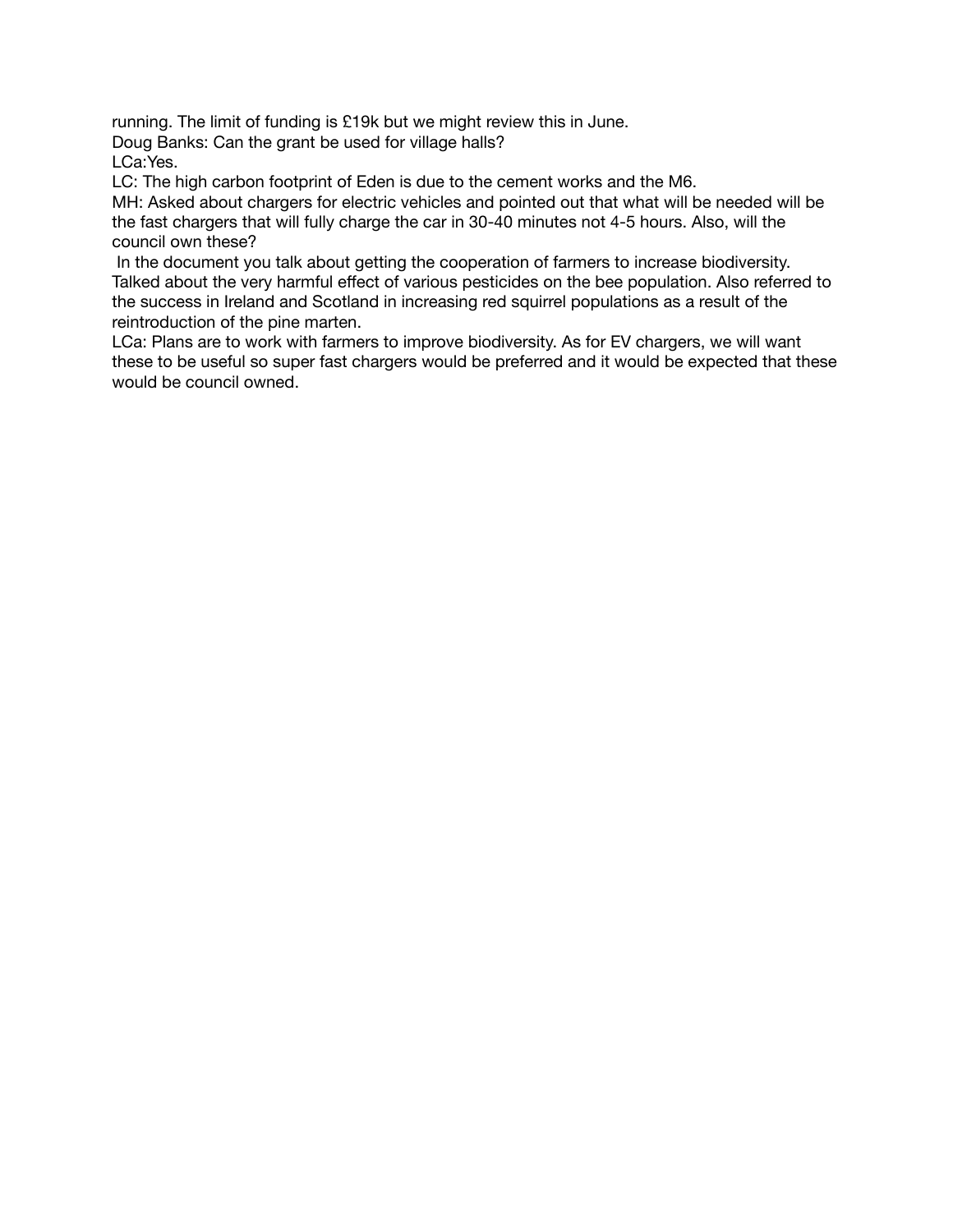running. The limit of funding is £19k but we might review this in June.

Doug Banks: Can the grant be used for village halls?

LCa:Yes.

LC: The high carbon footprint of Eden is due to the cement works and the M6.

MH: Asked about chargers for electric vehicles and pointed out that what will be needed will be the fast chargers that will fully charge the car in 30-40 minutes not 4-5 hours. Also, will the council own these?

In the document you talk about getting the cooperation of farmers to increase biodiversity. Talked about the very harmful effect of various pesticides on the bee population. Also referred to the success in Ireland and Scotland in increasing red squirrel populations as a result of the reintroduction of the pine marten.

LCa: Plans are to work with farmers to improve biodiversity. As for EV chargers, we will want these to be useful so super fast chargers would be preferred and it would be expected that these would be council owned.